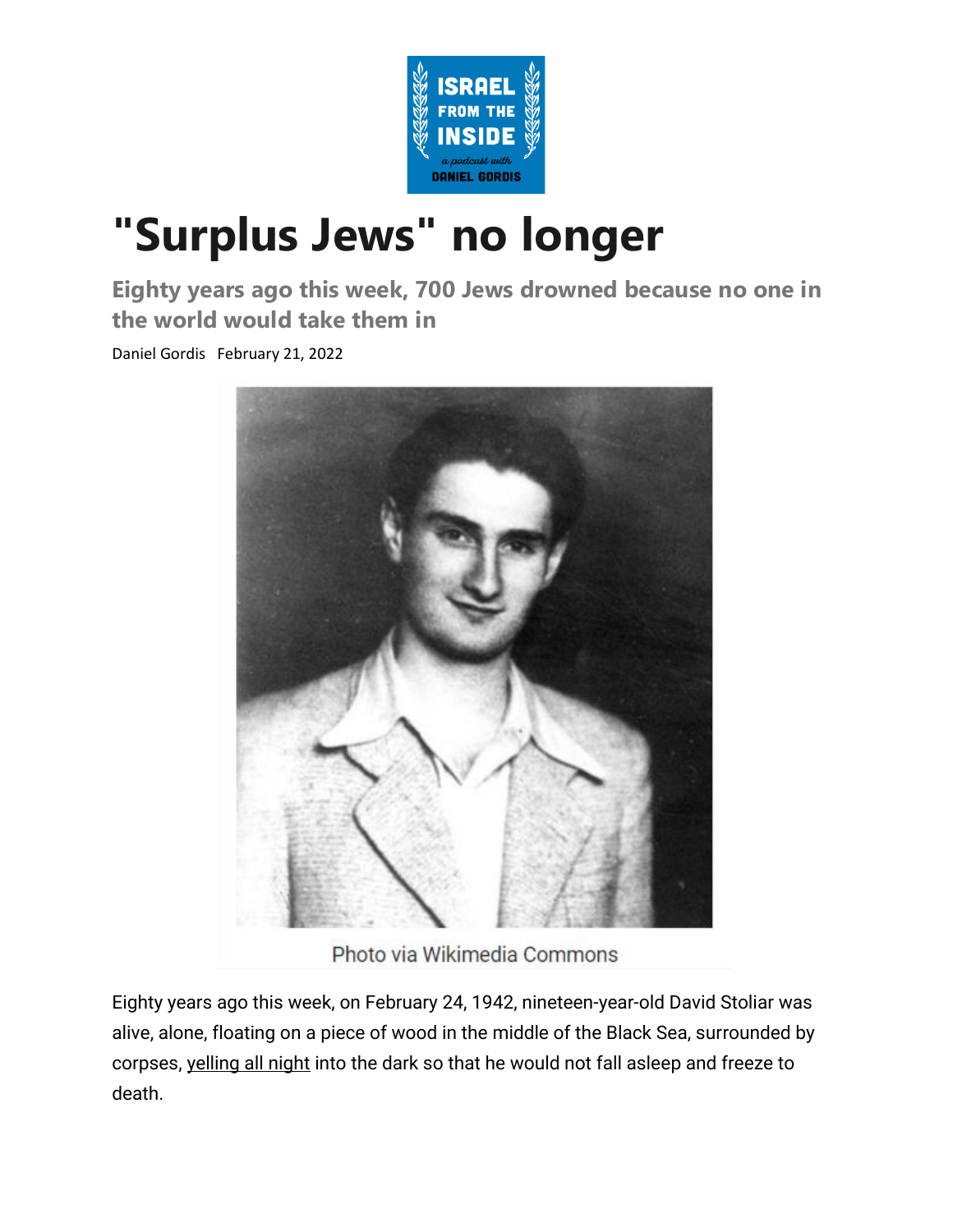# "Surplus Jews" no longer

## Eighty years ago this week, 700 Jews drowned because no one in the world would take them in

Daniel Gordis February 21, 2022

Photo via Wikimedia Commons

Eighty years ago this week, on February 24, 1942, nineteen-year-old David Stoliar was alive, alone, floating on a piece of wood in the middle of the Black Sea, surrounded by corpses, yelling all night into the dark so that he would not fall asleep and freeze to death.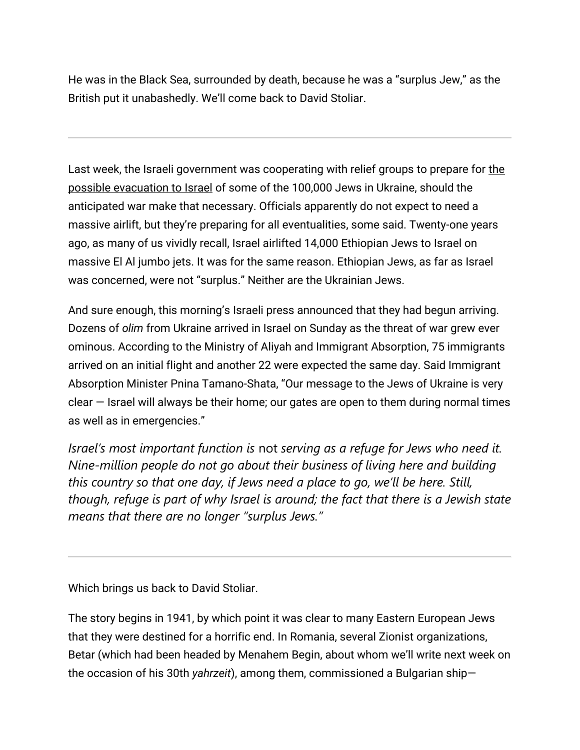He was in the Black Sea, surrounded by death, because he was a "surplus Jew," as the British put it unabashedly. We'll come back to David Stoliar.

---

Last week, the Israeli government was cooperating with relief groups to prepare for the possible evacuation to Israel of some of the 100,000 Jews in Ukraine, should the anticipated war make that necessary. Officials apparently do not expect to need a massive airlift, but they're preparing for all eventualities, some said. Twenty-one years ago, as many of us vividly recall, Israel airlifted 14,000 Ethiopian Jews to Israel on massive El Al jumbo jets. It was for the same reason. Ethiopian Jews, as far as Israel was concerned, were not "surplus." Neither are the Ukrainian Jews.

And sure enough, this morning's Israeli press announced that they had begun arriving. Dozens of *olim* from Ukraine arrived in Israel on Sunday as the threat of war grew ever ominous. According to the Ministry of Aliyah and Immigrant Absorption, 75 immigrants arrived on an initial flight and another 22 were expected the same day. Said Immigrant Absorption Minister Pnina Tamano-Shata, "Our message to the Jews of Ukraine is very clear — Israel will always be their home; our gates are open to them during normal times as well as in emergencies."

*Israel's most important function is* not *serving as a refuge for Jews who need it. Nine-million people do not go about their business of living here and building this country so that one day, if Jews need a place to go, we'll be here. Still, though, refuge is part of why Israel is around; the fact that there is a Jewish state means that there are no longer "surplus Jews."*

---

Which brings us back to David Stoliar.

The story begins in 1941, by which point it was clear to many Eastern European Jews that they were destined for a horrific end. In Romania, several Zionist organizations, Betar (which had been headed by Menahem Begin, about whom we'll write next week on the occasion of his 30th *yahrzeit*), among them, commissioned a Bulgarian ship—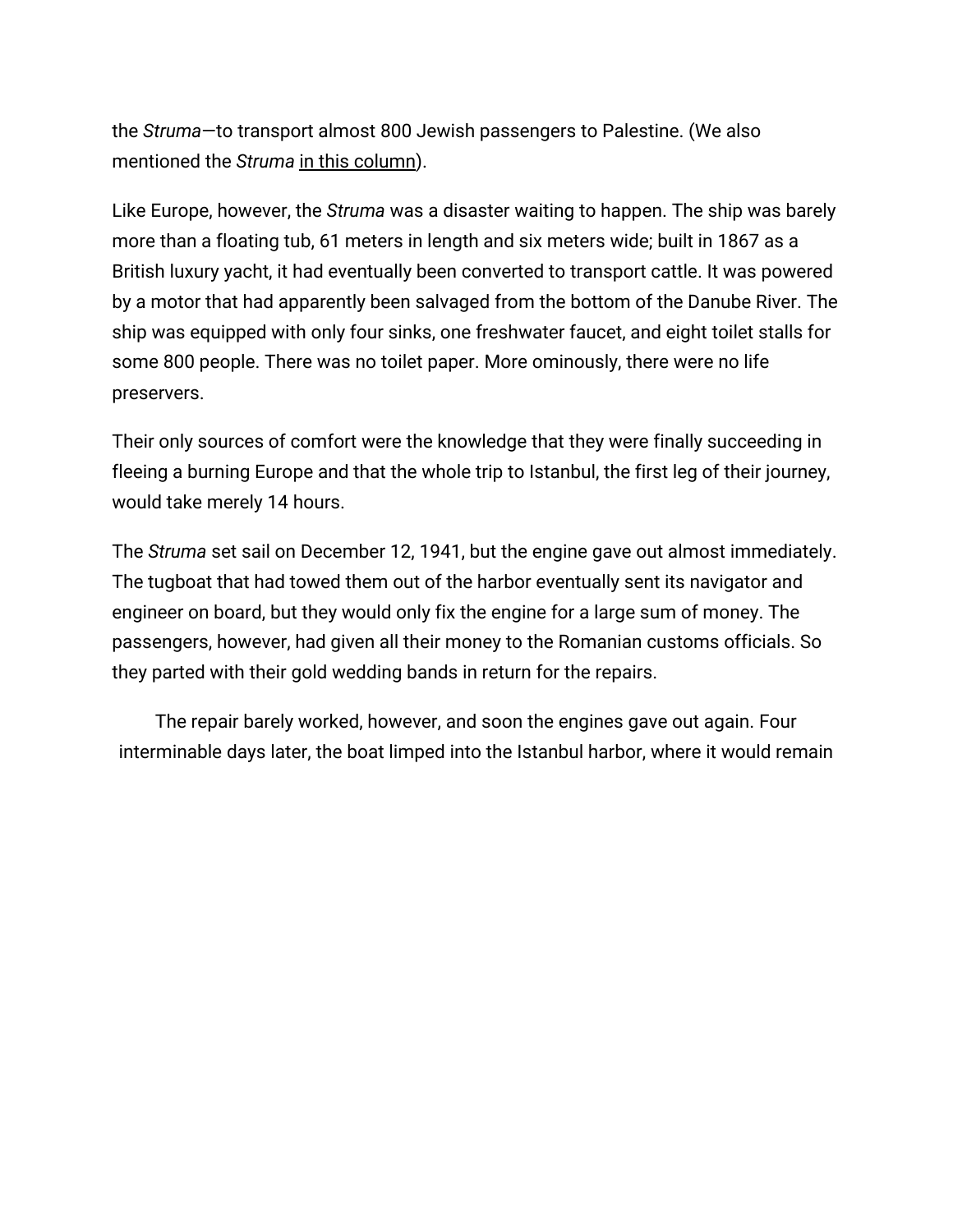the *Struma*—to transport almost 800 Jewish passengers to Palestine. (We also mentioned the *Struma* in this column).

Like Europe, however, the *Struma* was a disaster waiting to happen. The ship was barely more than a floating tub, 61 meters in length and six meters wide; built in 1867 as a British luxury yacht, it had eventually been converted to transport cattle. It was powered by a motor that had apparently been salvaged from the bottom of the Danube River. The ship was equipped with only four sinks, one freshwater faucet, and eight toilet stalls for some 800 people. There was no toilet paper. More ominously, there were no life preservers.

Their only sources of comfort were the knowledge that they were finally succeeding in fleeing a burning Europe and that the whole trip to Istanbul, the first leg of their journey, would take merely 14 hours.

The *Struma* set sail on December 12, 1941, but the engine gave out almost immediately. The tugboat that had towed them out of the harbor eventually sent its navigator and engineer on board, but they would only fix the engine for a large sum of money. The passengers, however, had given all their money to the Romanian customs officials. So they parted with their gold wedding bands in return for the repairs.

The repair barely worked, however, and soon the engines gave out again. Four interminable days later, the boat limped into the Istanbul harbor, where it would remain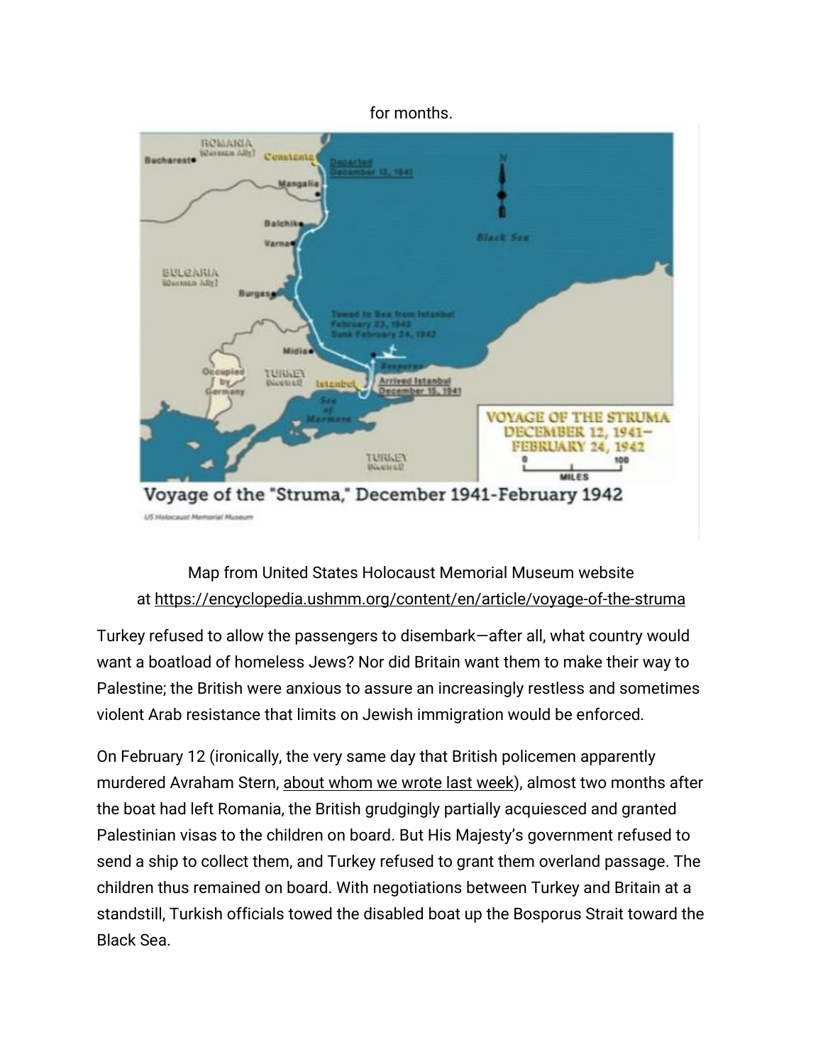for months.

Map from United States Holocaust Memorial Museum website at https://encyclopedia.ushmm.org/content/en/article/voyage-of-the-struma

Turkey refused to allow the passengers to disembark—after all, what country would want a boatload of homeless Jews? Nor did Britain want them to make their way to Palestine; the British were anxious to assure an increasingly restless and sometimes violent Arab resistance that limits on Jewish immigration would be enforced.

On February 12 (ironically, the very same day that British policemen apparently murdered Avraham Stern, about whom we wrote last week), almost two months after the boat had left Romania, the British grudgingly partially acquiesced and granted Palestinian visas to the children on board. But His Majesty's government refused to send a ship to collect them, and Turkey refused to grant them overland passage. The children thus remained on board. With negotiations between Turkey and Britain at a standstill, Turkish officials towed the disabled boat up the Bosporus Strait toward the Black Sea.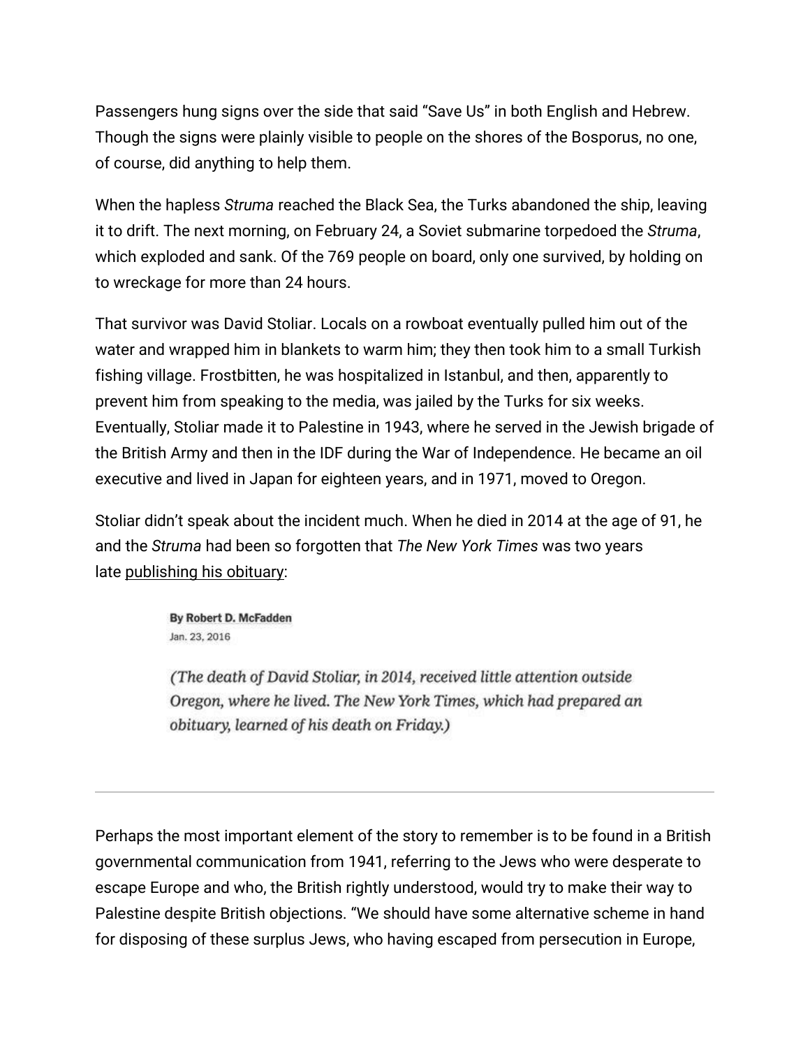Passengers hung signs over the side that said “Save Us” in both English and Hebrew. Though the signs were plainly visible to people on the shores of the Bosporus, no one, of course, did anything to help them.

When the hapless *Struma* reached the Black Sea, the Turks abandoned the ship, leaving it to drift. The next morning, on February 24, a Soviet submarine torpedoed the *Struma*, which exploded and sank. Of the 769 people on board, only one survived, by holding on to wreckage for more than 24 hours.

That survivor was David Stoliar. Locals on a rowboat eventually pulled him out of the water and wrapped him in blankets to warm him; they then took him to a small Turkish fishing village. Frostbitten, he was hospitalized in Istanbul, and then, apparently to prevent him from speaking to the media, was jailed by the Turks for six weeks. Eventually, Stoliar made it to Palestine in 1943, where he served in the Jewish brigade of the British Army and then in the IDF during the War of Independence. He became an oil executive and lived in Japan for eighteen years, and in 1971, moved to Oregon.

Stoliar didn’t speak about the incident much. When he died in 2014 at the age of 91, he and the *Struma* had been so forgotten that *The New York Times* was two years late publishing his obituary:

> **By Robert D. McFadden**
> Jan. 23, 2016
>
> *(The death of David Stoliar, in 2014, received little attention outside Oregon, where he lived. The New York Times, which had prepared an obituary, learned of his death on Friday.)*

---

Perhaps the most important element of the story to remember is to be found in a British governmental communication from 1941, referring to the Jews who were desperate to escape Europe and who, the British rightly understood, would try to make their way to Palestine despite British objections. “We should have some alternative scheme in hand for disposing of these surplus Jews, who having escaped from persecution in Europe,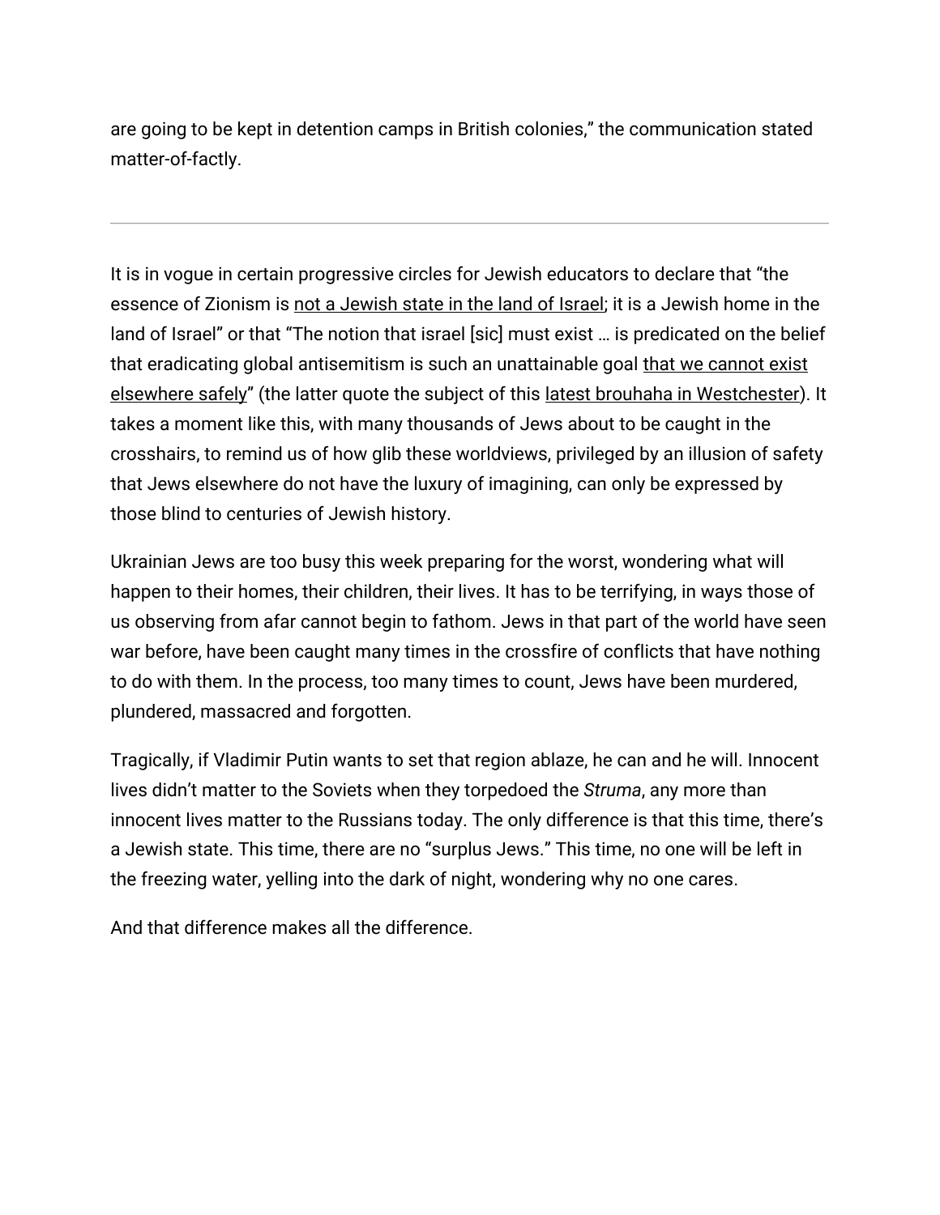are going to be kept in detention camps in British colonies," the communication stated matter-of-factly.

---

It is in vogue in certain progressive circles for Jewish educators to declare that "the essence of Zionism is not a Jewish state in the land of Israel; it is a Jewish home in the land of Israel" or that "The notion that israel [sic] must exist … is predicated on the belief that eradicating global antisemitism is such an unattainable goal that we cannot exist elsewhere safely" (the latter quote the subject of this latest brouhaha in Westchester). It takes a moment like this, with many thousands of Jews about to be caught in the crosshairs, to remind us of how glib these worldviews, privileged by an illusion of safety that Jews elsewhere do not have the luxury of imagining, can only be expressed by those blind to centuries of Jewish history.

Ukrainian Jews are too busy this week preparing for the worst, wondering what will happen to their homes, their children, their lives. It has to be terrifying, in ways those of us observing from afar cannot begin to fathom. Jews in that part of the world have seen war before, have been caught many times in the crossfire of conflicts that have nothing to do with them. In the process, too many times to count, Jews have been murdered, plundered, massacred and forgotten.

Tragically, if Vladimir Putin wants to set that region ablaze, he can and he will. Innocent lives didn't matter to the Soviets when they torpedoed the *Struma*, any more than innocent lives matter to the Russians today. The only difference is that this time, there's a Jewish state. This time, there are no "surplus Jews." This time, no one will be left in the freezing water, yelling into the dark of night, wondering why no one cares.

And that difference makes all the difference.